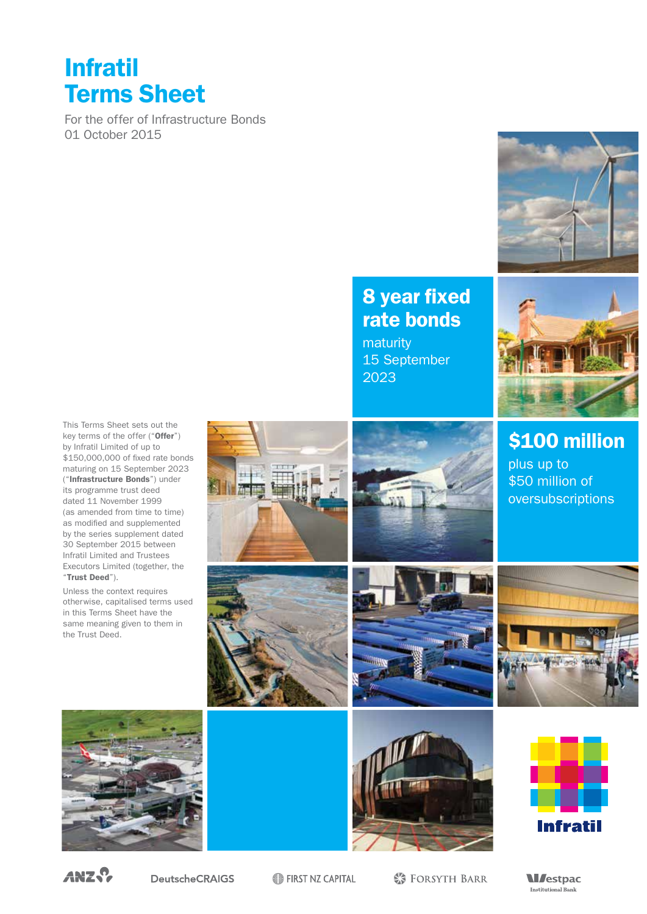# Infratil Terms Sheet

For the offer of Infrastructure Bonds
01 October 2015

## 8 year fixed rate bonds

maturity
15 September
2023

## $100 million

plus up to
$50 million of
oversubscriptions

This Terms Sheet sets out the key terms of the offer ("**Offer**") by Infratil Limited of up to $150,000,000 of fixed rate bonds maturing on 15 September 2023 ("**Infrastructure Bonds**") under its programme trust deed dated 11 November 1999 (as amended from time to time) as modified and supplemented by the series supplement dated 30 September 2015 between Infratil Limited and Trustees Executors Limited (together, the "**Trust Deed**").

Unless the context requires otherwise, capitalised terms used in this Terms Sheet have the same meaning given to them in the Trust Deed.

Infratil

ANZ | DeutscheCRAIGS | FIRST NZ CAPITAL | FORSYTH BARR | Westpac Institutional Bank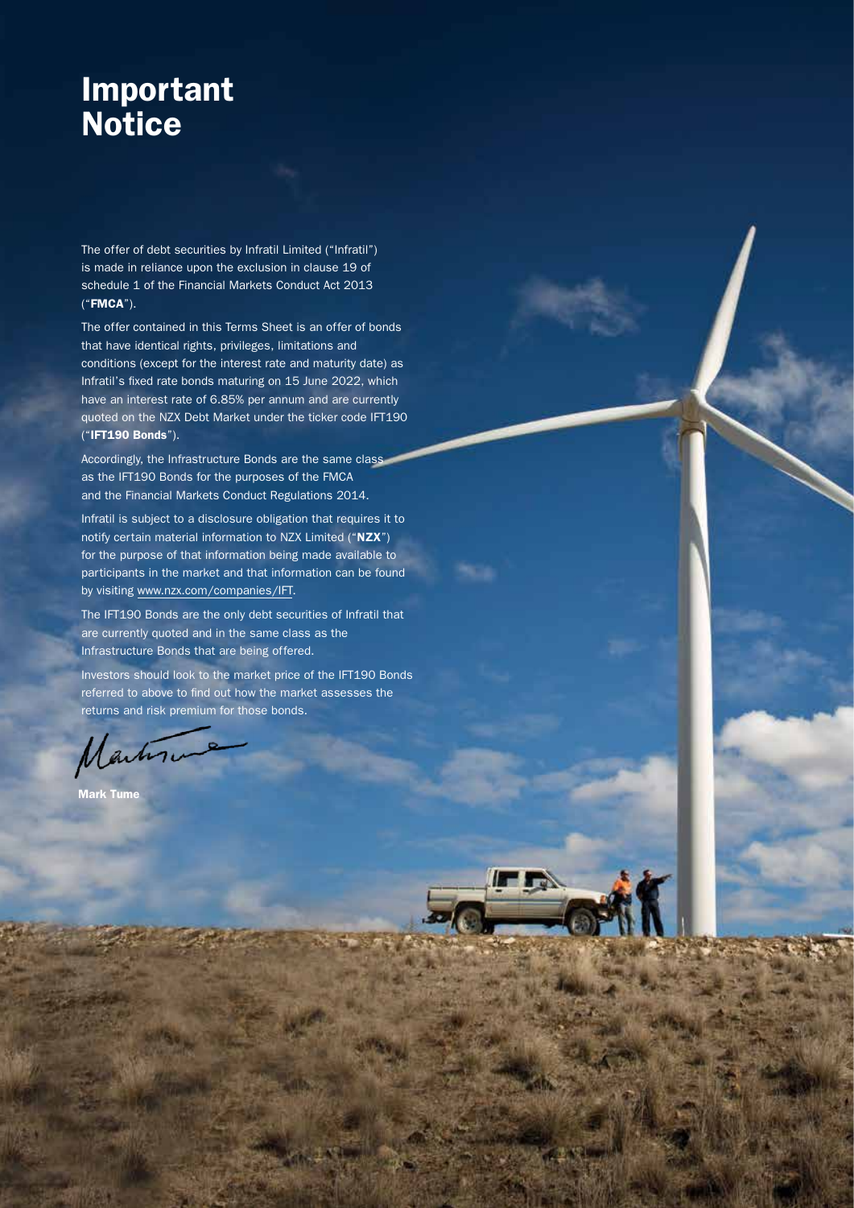# Important Notice

The offer of debt securities by Infratil Limited ("Infratil") is made in reliance upon the exclusion in clause 19 of schedule 1 of the Financial Markets Conduct Act 2013 ("**FMCA**").

The offer contained in this Terms Sheet is an offer of bonds that have identical rights, privileges, limitations and conditions (except for the interest rate and maturity date) as Infratil's fixed rate bonds maturing on 15 June 2022, which have an interest rate of 6.85% per annum and are currently quoted on the NZX Debt Market under the ticker code IFT190 ("**IFT190 Bonds**").

Accordingly, the Infrastructure Bonds are the same class as the IFT190 Bonds for the purposes of the FMCA and the Financial Markets Conduct Regulations 2014.

Infratil is subject to a disclosure obligation that requires it to notify certain material information to NZX Limited ("**NZX**") for the purpose of that information being made available to participants in the market and that information can be found by visiting www.nzx.com/companies/IFT.

The IFT190 Bonds are the only debt securities of Infratil that are currently quoted and in the same class as the Infrastructure Bonds that are being offered.

Investors should look to the market price of the IFT190 Bonds referred to above to find out how the market assesses the returns and risk premium for those bonds.

**Mark Tume**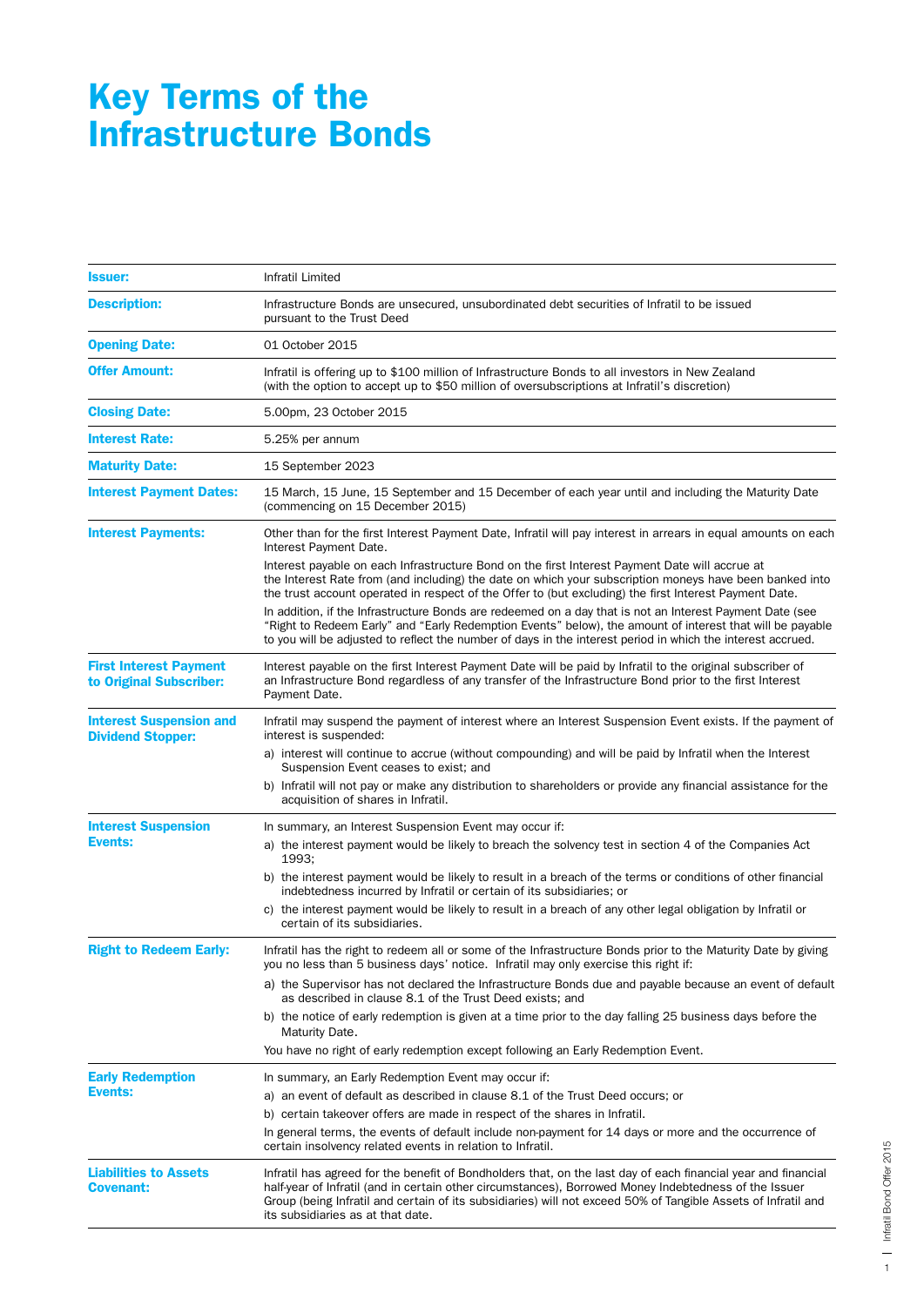# Key Terms of the Infrastructure Bonds

| | |
|---|---|
| **Issuer:** | Infratil Limited |
| **Description:** | Infrastructure Bonds are unsecured, unsubordinated debt securities of Infratil to be issued pursuant to the Trust Deed |
| **Opening Date:** | 01 October 2015 |
| **Offer Amount:** | Infratil is offering up to $100 million of Infrastructure Bonds to all investors in New Zealand (with the option to accept up to $50 million of oversubscriptions at Infratil's discretion) |
| **Closing Date:** | 5.00pm, 23 October 2015 |
| **Interest Rate:** | 5.25% per annum |
| **Maturity Date:** | 15 September 2023 |
| **Interest Payment Dates:** | 15 March, 15 June, 15 September and 15 December of each year until and including the Maturity Date (commencing on 15 December 2015) |
| **Interest Payments:** | Other than for the first Interest Payment Date, Infratil will pay interest in arrears in equal amounts on each Interest Payment Date.<br><br>Interest payable on each Infrastructure Bond on the first Interest Payment Date will accrue at the Interest Rate from (and including) the date on which your subscription moneys have been banked into the trust account operated in respect of the Offer to (but excluding) the first Interest Payment Date.<br><br>In addition, if the Infrastructure Bonds are redeemed on a day that is not an Interest Payment Date (see "Right to Redeem Early" and "Early Redemption Events" below), the amount of interest that will be payable to you will be adjusted to reflect the number of days in the interest period in which the interest accrued. |
| **First Interest Payment to Original Subscriber:** | Interest payable on the first Interest Payment Date will be paid by Infratil to the original subscriber of an Infrastructure Bond regardless of any transfer of the Infrastructure Bond prior to the first Interest Payment Date. |
| **Interest Suspension and Dividend Stopper:** | Infratil may suspend the payment of interest where an Interest Suspension Event exists. If the payment of interest is suspended:<br><br>a) interest will continue to accrue (without compounding) and will be paid by Infratil when the Interest Suspension Event ceases to exist; and<br><br>b) Infratil will not pay or make any distribution to shareholders or provide any financial assistance for the acquisition of shares in Infratil. |
| **Interest Suspension Events:** | In summary, an Interest Suspension Event may occur if:<br><br>a) the interest payment would be likely to breach the solvency test in section 4 of the Companies Act 1993;<br><br>b) the interest payment would be likely to result in a breach of the terms or conditions of other financial indebtedness incurred by Infratil or certain of its subsidiaries; or<br><br>c) the interest payment would be likely to result in a breach of any other legal obligation by Infratil or certain of its subsidiaries. |
| **Right to Redeem Early:** | Infratil has the right to redeem all or some of the Infrastructure Bonds prior to the Maturity Date by giving you no less than 5 business days' notice. Infratil may only exercise this right if:<br><br>a) the Supervisor has not declared the Infrastructure Bonds due and payable because an event of default as described in clause 8.1 of the Trust Deed exists; and<br><br>b) the notice of early redemption is given at a time prior to the day falling 25 business days before the Maturity Date.<br><br>You have no right of early redemption except following an Early Redemption Event. |
| **Early Redemption Events:** | In summary, an Early Redemption Event may occur if:<br><br>a) an event of default as described in clause 8.1 of the Trust Deed occurs; or<br><br>b) certain takeover offers are made in respect of the shares in Infratil.<br><br>In general terms, the events of default include non-payment for 14 days or more and the occurrence of certain insolvency related events in relation to Infratil. |
| **Liabilities to Assets Covenant:** | Infratil has agreed for the benefit of Bondholders that, on the last day of each financial year and financial half-year of Infratil (and in certain other circumstances), Borrowed Money Indebtedness of the Issuer Group (being Infratil and certain of its subsidiaries) will not exceed 50% of Tangible Assets of Infratil and its subsidiaries as at that date. |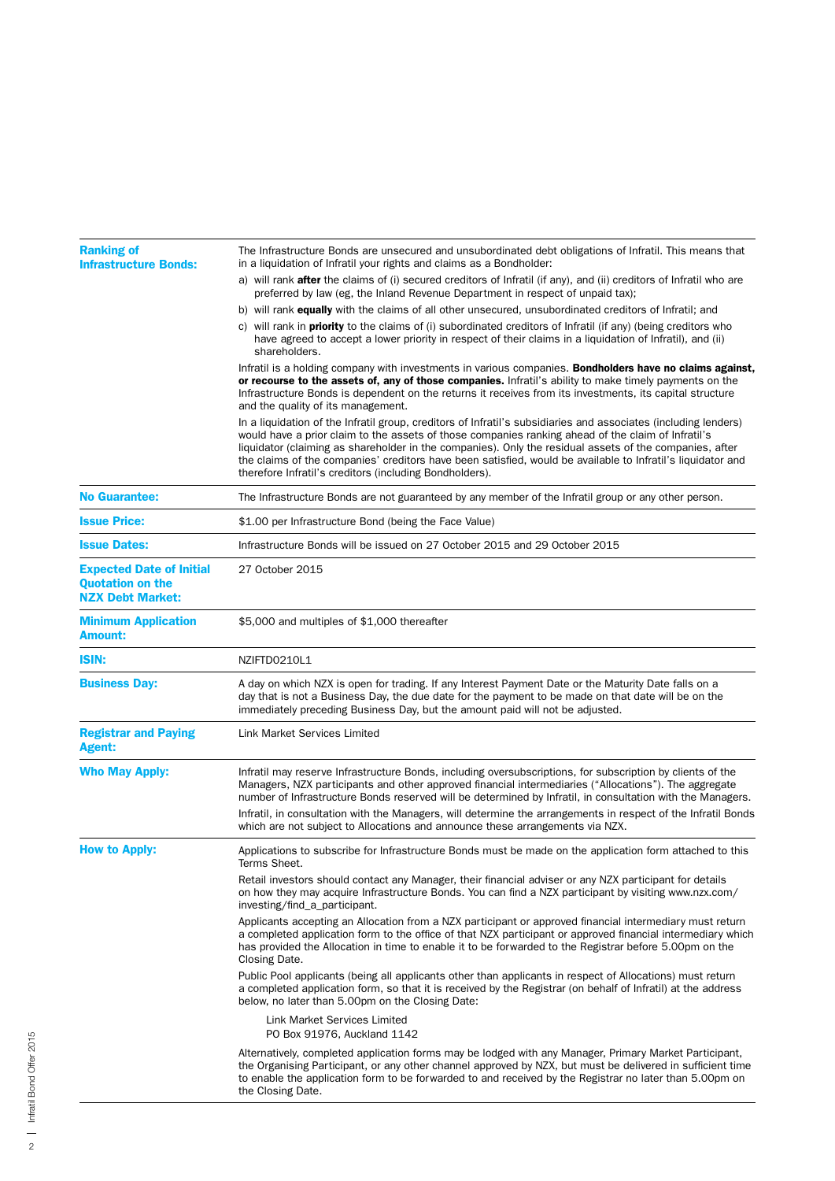| | |
|---|---|
| **Ranking of Infrastructure Bonds:** | The Infrastructure Bonds are unsecured and unsubordinated debt obligations of Infratil. This means that in a liquidation of Infratil your rights and claims as a Bondholder:<br>a) will rank **after** the claims of (i) secured creditors of Infratil (if any), and (ii) creditors of Infratil who are preferred by law (eg, the Inland Revenue Department in respect of unpaid tax);<br>b) will rank **equally** with the claims of all other unsecured, unsubordinated creditors of Infratil; and<br>c) will rank in **priority** to the claims of (i) subordinated creditors of Infratil (if any) (being creditors who have agreed to accept a lower priority in respect of their claims in a liquidation of Infratil), and (ii) shareholders.<br>Infratil is a holding company with investments in various companies. **Bondholders have no claims against, or recourse to the assets of, any of those companies.** Infratil's ability to make timely payments on the Infrastructure Bonds is dependent on the returns it receives from its investments, its capital structure and the quality of its management.<br>In a liquidation of the Infratil group, creditors of Infratil's subsidiaries and associates (including lenders) would have a prior claim to the assets of those companies ranking ahead of the claim of Infratil's liquidator (claiming as shareholder in the companies). Only the residual assets of the companies, after the claims of the companies' creditors have been satisfied, would be available to Infratil's liquidator and therefore Infratil's creditors (including Bondholders). |
| **No Guarantee:** | The Infrastructure Bonds are not guaranteed by any member of the Infratil group or any other person. |
| **Issue Price:** | $1.00 per Infrastructure Bond (being the Face Value) |
| **Issue Dates:** | Infrastructure Bonds will be issued on 27 October 2015 and 29 October 2015 |
| **Expected Date of Initial Quotation on the NZX Debt Market:** | 27 October 2015 |
| **Minimum Application Amount:** | $5,000 and multiples of $1,000 thereafter |
| **ISIN:** | NZIFTD0210L1 |
| **Business Day:** | A day on which NZX is open for trading. If any Interest Payment Date or the Maturity Date falls on a day that is not a Business Day, the due date for the payment to be made on that date will be on the immediately preceding Business Day, but the amount paid will not be adjusted. |
| **Registrar and Paying Agent:** | Link Market Services Limited |
| **Who May Apply:** | Infratil may reserve Infrastructure Bonds, including oversubscriptions, for subscription by clients of the Managers, NZX participants and other approved financial intermediaries ("Allocations"). The aggregate number of Infrastructure Bonds reserved will be determined by Infratil, in consultation with the Managers.<br>Infratil, in consultation with the Managers, will determine the arrangements in respect of the Infratil Bonds which are not subject to Allocations and announce these arrangements via NZX. |
| **How to Apply:** | Applications to subscribe for Infrastructure Bonds must be made on the application form attached to this Terms Sheet.<br>Retail investors should contact any Manager, their financial adviser or any NZX participant for details on how they may acquire Infrastructure Bonds. You can find a NZX participant by visiting www.nzx.com/investing/find_a_participant.<br>Applicants accepting an Allocation from a NZX participant or approved financial intermediary must return a completed application form to the office of that NZX participant or approved financial intermediary which has provided the Allocation in time to enable it to be forwarded to the Registrar before 5.00pm on the Closing Date.<br>Public Pool applicants (being all applicants other than applicants in respect of Allocations) must return a completed application form, so that it is received by the Registrar (on behalf of Infratil) at the address below, no later than 5.00pm on the Closing Date:<br>Link Market Services Limited<br>PO Box 91976, Auckland 1142<br>Alternatively, completed application forms may be lodged with any Manager, Primary Market Participant, the Organising Participant, or any other channel approved by NZX, but must be delivered in sufficient time to enable the application form to be forwarded to and received by the Registrar no later than 5.00pm on the Closing Date. |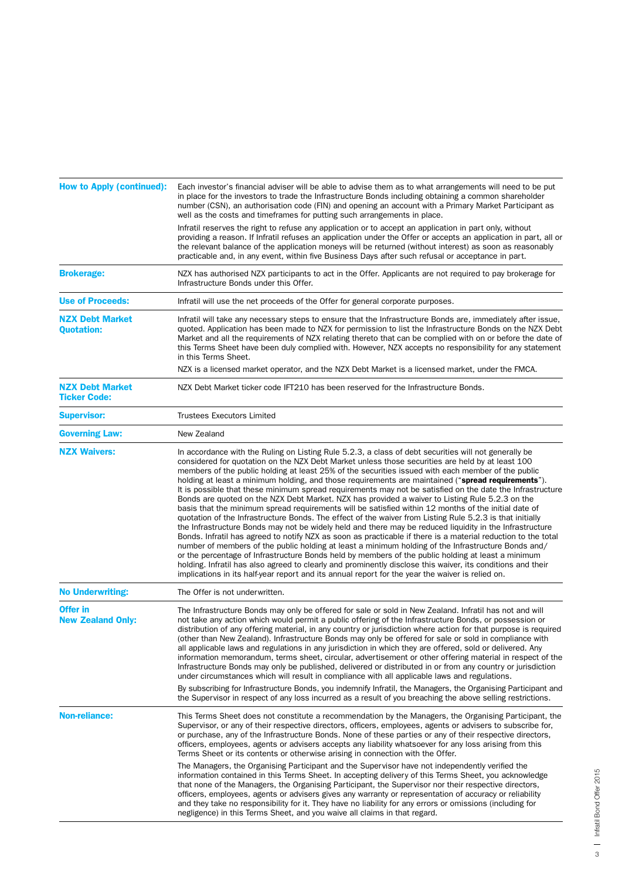| | |
|---|---|
| **How to Apply (continued):** | Each investor's financial adviser will be able to advise them as to what arrangements will need to be put in place for the investors to trade the Infrastructure Bonds including obtaining a common shareholder number (CSN), an authorisation code (FIN) and opening an account with a Primary Market Participant as well as the costs and timeframes for putting such arrangements in place.<br><br>Infratil reserves the right to refuse any application or to accept an application in part only, without providing a reason. If Infratil refuses an application under the Offer or accepts an application in part, all or the relevant balance of the application moneys will be returned (without interest) as soon as reasonably practicable and, in any event, within five Business Days after such refusal or acceptance in part. |
| **Brokerage:** | NZX has authorised NZX participants to act in the Offer. Applicants are not required to pay brokerage for Infrastructure Bonds under this Offer. |
| **Use of Proceeds:** | Infratil will use the net proceeds of the Offer for general corporate purposes. |
| **NZX Debt Market Quotation:** | Infratil will take any necessary steps to ensure that the Infrastructure Bonds are, immediately after issue, quoted. Application has been made to NZX for permission to list the Infrastructure Bonds on the NZX Debt Market and all the requirements of NZX relating thereto that can be complied with on or before the date of this Terms Sheet have been duly complied with. However, NZX accepts no responsibility for any statement in this Terms Sheet.<br><br>NZX is a licensed market operator, and the NZX Debt Market is a licensed market, under the FMCA. |
| **NZX Debt Market Ticker Code:** | NZX Debt Market ticker code IFT210 has been reserved for the Infrastructure Bonds. |
| **Supervisor:** | Trustees Executors Limited |
| **Governing Law:** | New Zealand |
| **NZX Waivers:** | In accordance with the Ruling on Listing Rule 5.2.3, a class of debt securities will not generally be considered for quotation on the NZX Debt Market unless those securities are held by at least 100 members of the public holding at least 25% of the securities issued with each member of the public holding at least a minimum holding, and those requirements are maintained ("**spread requirements**"). It is possible that these minimum spread requirements may not be satisfied on the date the Infrastructure Bonds are quoted on the NZX Debt Market. NZX has provided a waiver to Listing Rule 5.2.3 on the basis that the minimum spread requirements will be satisfied within 12 months of the initial date of quotation of the Infrastructure Bonds. The effect of the waiver from Listing Rule 5.2.3 is that initially the Infrastructure Bonds may not be widely held and there may be reduced liquidity in the Infrastructure Bonds. Infratil has agreed to notify NZX as soon as practicable if there is a material reduction to the total number of members of the public holding at least a minimum holding of the Infrastructure Bonds and/or the percentage of Infrastructure Bonds held by members of the public holding at least a minimum holding. Infratil has also agreed to clearly and prominently disclose this waiver, its conditions and their implications in its half-year report and its annual report for the year the waiver is relied on. |
| **No Underwriting:** | The Offer is not underwritten. |
| **Offer in New Zealand Only:** | The Infrastructure Bonds may only be offered for sale or sold in New Zealand. Infratil has not and will not take any action which would permit a public offering of the Infrastructure Bonds, or possession or distribution of any offering material, in any country or jurisdiction where action for that purpose is required (other than New Zealand). Infrastructure Bonds may only be offered for sale or sold in compliance with all applicable laws and regulations in any jurisdiction in which they are offered, sold or delivered. Any information memorandum, terms sheet, circular, advertisement or other offering material in respect of the Infrastructure Bonds may only be published, delivered or distributed in or from any country or jurisdiction under circumstances which will result in compliance with all applicable laws and regulations.<br><br>By subscribing for Infrastructure Bonds, you indemnify Infratil, the Managers, the Organising Participant and the Supervisor in respect of any loss incurred as a result of you breaching the above selling restrictions. |
| **Non-reliance:** | This Terms Sheet does not constitute a recommendation by the Managers, the Organising Participant, the Supervisor, or any of their respective directors, officers, employees, agents or advisers to subscribe for, or purchase, any of the Infrastructure Bonds. None of these parties or any of their respective directors, officers, employees, agents or advisers accepts any liability whatsoever for any loss arising from this Terms Sheet or its contents or otherwise arising in connection with the Offer.<br><br>The Managers, the Organising Participant and the Supervisor have not independently verified the information contained in this Terms Sheet. In accepting delivery of this Terms Sheet, you acknowledge that none of the Managers, the Organising Participant, the Supervisor nor their respective directors, officers, employees, agents or advisers gives any warranty or representation of accuracy or reliability and they take no responsibility for it. They have no liability for any errors or omissions (including for negligence) in this Terms Sheet, and you waive all claims in that regard. |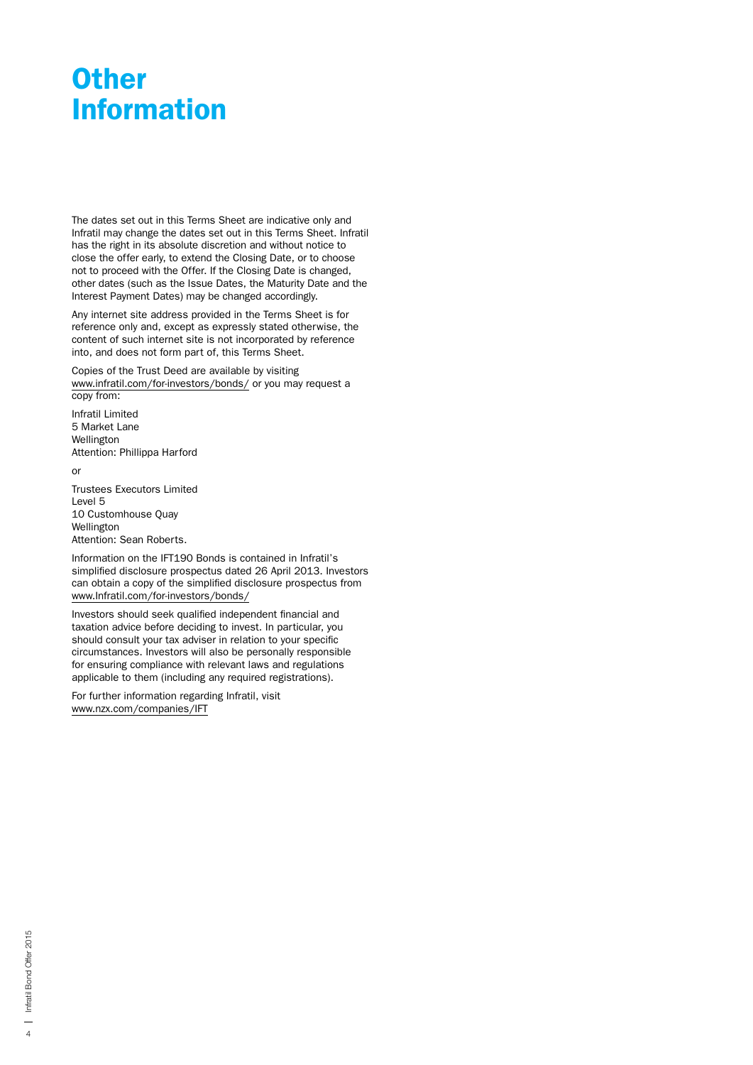# Other Information

The dates set out in this Terms Sheet are indicative only and Infratil may change the dates set out in this Terms Sheet. Infratil has the right in its absolute discretion and without notice to close the offer early, to extend the Closing Date, or to choose not to proceed with the Offer. If the Closing Date is changed, other dates (such as the Issue Dates, the Maturity Date and the Interest Payment Dates) may be changed accordingly.

Any internet site address provided in the Terms Sheet is for reference only and, except as expressly stated otherwise, the content of such internet site is not incorporated by reference into, and does not form part of, this Terms Sheet.

Copies of the Trust Deed are available by visiting www.infratil.com/for-investors/bonds/ or you may request a copy from:

Infratil Limited
5 Market Lane
Wellington
Attention: Phillippa Harford

or

Trustees Executors Limited
Level 5
10 Customhouse Quay
Wellington
Attention: Sean Roberts.

Information on the IFT190 Bonds is contained in Infratil's simplified disclosure prospectus dated 26 April 2013. Investors can obtain a copy of the simplified disclosure prospectus from www.Infratil.com/for-investors/bonds/

Investors should seek qualified independent financial and taxation advice before deciding to invest. In particular, you should consult your tax adviser in relation to your specific circumstances. Investors will also be personally responsible for ensuring compliance with relevant laws and regulations applicable to them (including any required registrations).

For further information regarding Infratil, visit www.nzx.com/companies/IFT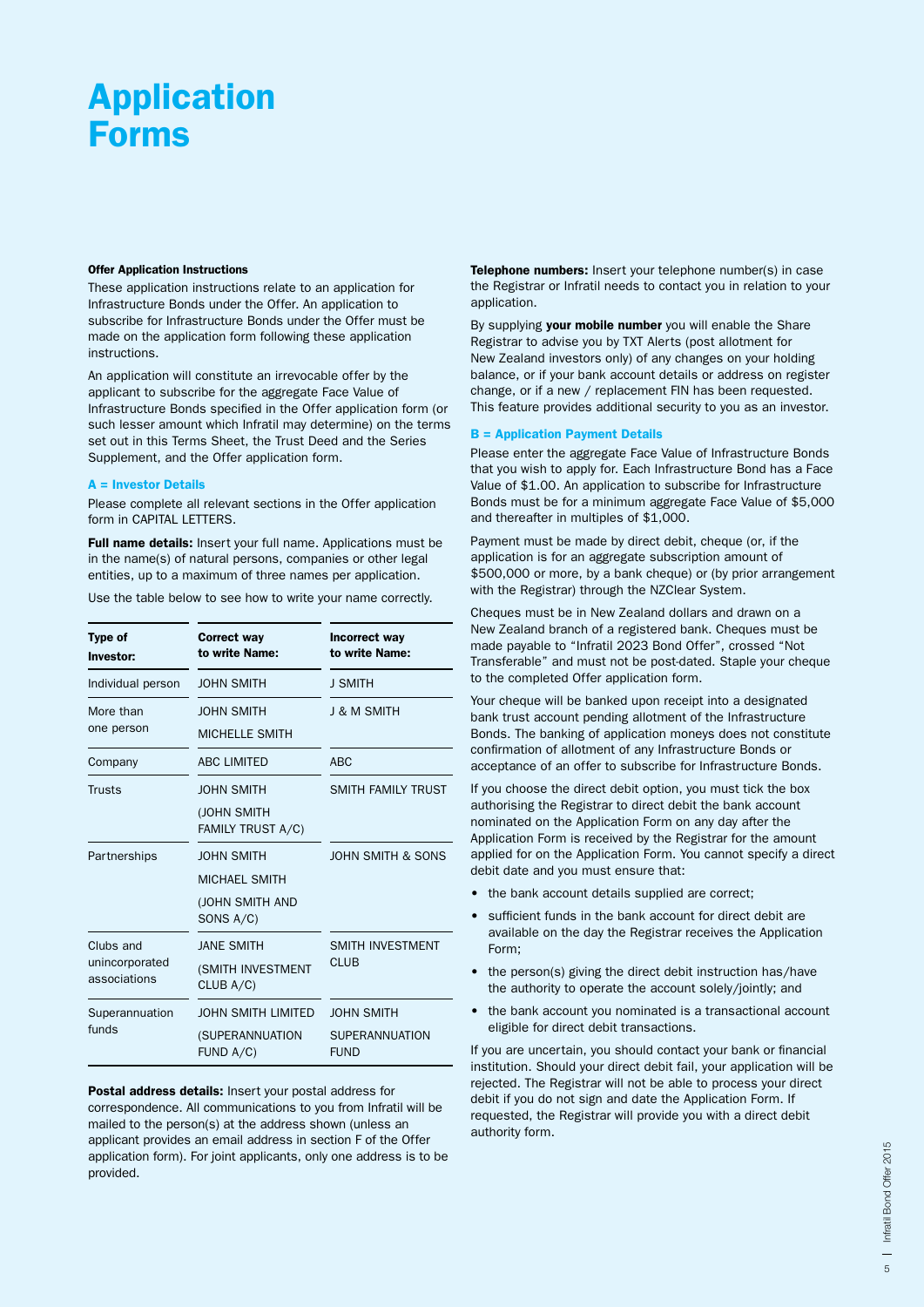# Application Forms

**Offer Application Instructions**

These application instructions relate to an application for Infrastructure Bonds under the Offer. An application to subscribe for Infrastructure Bonds under the Offer must be made on the application form following these application instructions.

An application will constitute an irrevocable offer by the applicant to subscribe for the aggregate Face Value of Infrastructure Bonds specified in the Offer application form (or such lesser amount which Infratil may determine) on the terms set out in this Terms Sheet, the Trust Deed and the Series Supplement, and the Offer application form.

### A = Investor Details

Please complete all relevant sections in the Offer application form in CAPITAL LETTERS.

**Full name details:** Insert your full name. Applications must be in the name(s) of natural persons, companies or other legal entities, up to a maximum of three names per application.

Use the table below to see how to write your name correctly.

| Type of Investor: | Correct way to write Name: | Incorrect way to write Name: |
|---|---|---|
| Individual person | JOHN SMITH | J SMITH |
| More than one person | JOHN SMITH<br>MICHELLE SMITH | J & M SMITH |
| Company | ABC LIMITED | ABC |
| Trusts | JOHN SMITH<br>(JOHN SMITH FAMILY TRUST A/C) | SMITH FAMILY TRUST |
| Partnerships | JOHN SMITH<br>MICHAEL SMITH<br>(JOHN SMITH AND SONS A/C) | JOHN SMITH & SONS |
| Clubs and unincorporated associations | JANE SMITH<br>(SMITH INVESTMENT CLUB A/C) | SMITH INVESTMENT CLUB |
| Superannuation funds | JOHN SMITH LIMITED<br>(SUPERANNUATION FUND A/C) | JOHN SMITH SUPERANNUATION FUND |

**Postal address details:** Insert your postal address for correspondence. All communications to you from Infratil will be mailed to the person(s) at the address shown (unless an applicant provides an email address in section F of the Offer application form). For joint applicants, only one address is to be provided.

**Telephone numbers:** Insert your telephone number(s) in case the Registrar or Infratil needs to contact you in relation to your application.

By supplying **your mobile number** you will enable the Share Registrar to advise you by TXT Alerts (post allotment for New Zealand investors only) of any changes on your holding balance, or if your bank account details or address on register change, or if a new / replacement FIN has been requested. This feature provides additional security to you as an investor.

### B = Application Payment Details

Please enter the aggregate Face Value of Infrastructure Bonds that you wish to apply for. Each Infrastructure Bond has a Face Value of $1.00. An application to subscribe for Infrastructure Bonds must be for a minimum aggregate Face Value of $5,000 and thereafter in multiples of $1,000.

Payment must be made by direct debit, cheque (or, if the application is for an aggregate subscription amount of $500,000 or more, by a bank cheque) or (by prior arrangement with the Registrar) through the NZClear System.

Cheques must be in New Zealand dollars and drawn on a New Zealand branch of a registered bank. Cheques must be made payable to "Infratil 2023 Bond Offer", crossed "Not Transferable" and must not be post-dated. Staple your cheque to the completed Offer application form.

Your cheque will be banked upon receipt into a designated bank trust account pending allotment of the Infrastructure Bonds. The banking of application moneys does not constitute confirmation of allotment of any Infrastructure Bonds or acceptance of an offer to subscribe for Infrastructure Bonds.

If you choose the direct debit option, you must tick the box authorising the Registrar to direct debit the bank account nominated on the Application Form on any day after the Application Form is received by the Registrar for the amount applied for on the Application Form. You cannot specify a direct debit date and you must ensure that:

- the bank account details supplied are correct;
- sufficient funds in the bank account for direct debit are available on the day the Registrar receives the Application Form;
- the person(s) giving the direct debit instruction has/have the authority to operate the account solely/jointly; and
- the bank account you nominated is a transactional account eligible for direct debit transactions.

If you are uncertain, you should contact your bank or financial institution. Should your direct debit fail, your application will be rejected. The Registrar will not be able to process your direct debit if you do not sign and date the Application Form. If requested, the Registrar will provide you with a direct debit authority form.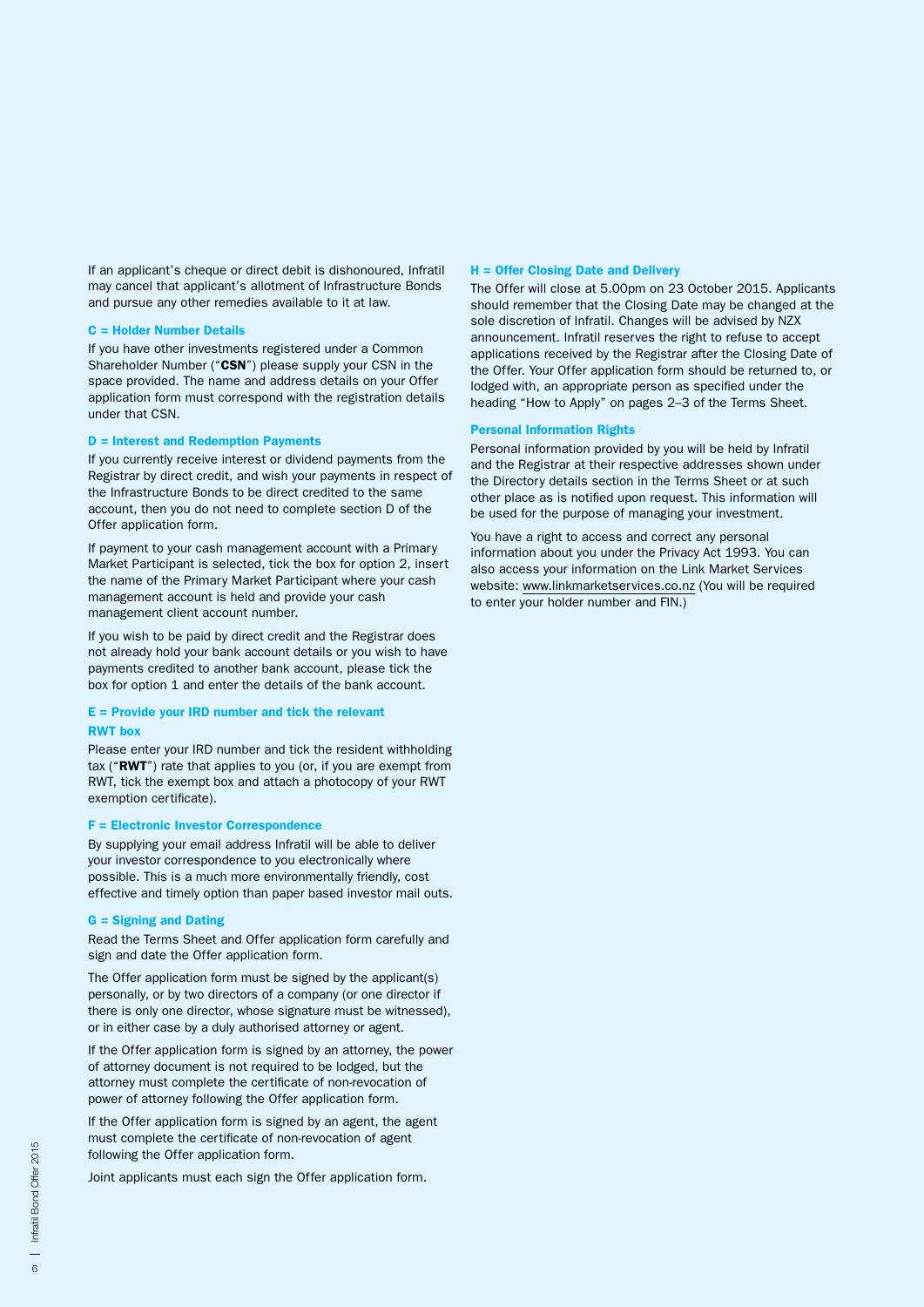If an applicant's cheque or direct debit is dishonoured, Infratil may cancel that applicant's allotment of Infrastructure Bonds and pursue any other remedies available to it at law.

### C = Holder Number Details

If you have other investments registered under a Common Shareholder Number ("**CSN**") please supply your CSN in the space provided. The name and address details on your Offer application form must correspond with the registration details under that CSN.

### D = Interest and Redemption Payments

If you currently receive interest or dividend payments from the Registrar by direct credit, and wish your payments in respect of the Infrastructure Bonds to be direct credited to the same account, then you do not need to complete section D of the Offer application form.

If payment to your cash management account with a Primary Market Participant is selected, tick the box for option 2, insert the name of the Primary Market Participant where your cash management account is held and provide your cash management client account number.

If you wish to be paid by direct credit and the Registrar does not already hold your bank account details or you wish to have payments credited to another bank account, please tick the box for option 1 and enter the details of the bank account.

### E = Provide your IRD number and tick the relevant RWT box

Please enter your IRD number and tick the resident withholding tax ("**RWT**") rate that applies to you (or, if you are exempt from RWT, tick the exempt box and attach a photocopy of your RWT exemption certificate).

### F = Electronic Investor Correspondence

By supplying your email address Infratil will be able to deliver your investor correspondence to you electronically where possible. This is a much more environmentally friendly, cost effective and timely option than paper based investor mail outs.

### G = Signing and Dating

Read the Terms Sheet and Offer application form carefully and sign and date the Offer application form.

The Offer application form must be signed by the applicant(s) personally, or by two directors of a company (or one director if there is only one director, whose signature must be witnessed), or in either case by a duly authorised attorney or agent.

If the Offer application form is signed by an attorney, the power of attorney document is not required to be lodged, but the attorney must complete the certificate of non-revocation of power of attorney following the Offer application form.

If the Offer application form is signed by an agent, the agent must complete the certificate of non-revocation of agent following the Offer application form.

Joint applicants must each sign the Offer application form.

### H = Offer Closing Date and Delivery

The Offer will close at 5.00pm on 23 October 2015. Applicants should remember that the Closing Date may be changed at the sole discretion of Infratil. Changes will be advised by NZX announcement. Infratil reserves the right to refuse to accept applications received by the Registrar after the Closing Date of the Offer. Your Offer application form should be returned to, or lodged with, an appropriate person as specified under the heading "How to Apply" on pages 2–3 of the Terms Sheet.

### Personal Information Rights

Personal information provided by you will be held by Infratil and the Registrar at their respective addresses shown under the Directory details section in the Terms Sheet or at such other place as is notified upon request. This information will be used for the purpose of managing your investment.

You have a right to access and correct any personal information about you under the Privacy Act 1993. You can also access your information on the Link Market Services website: www.linkmarketservices.co.nz (You will be required to enter your holder number and FIN.)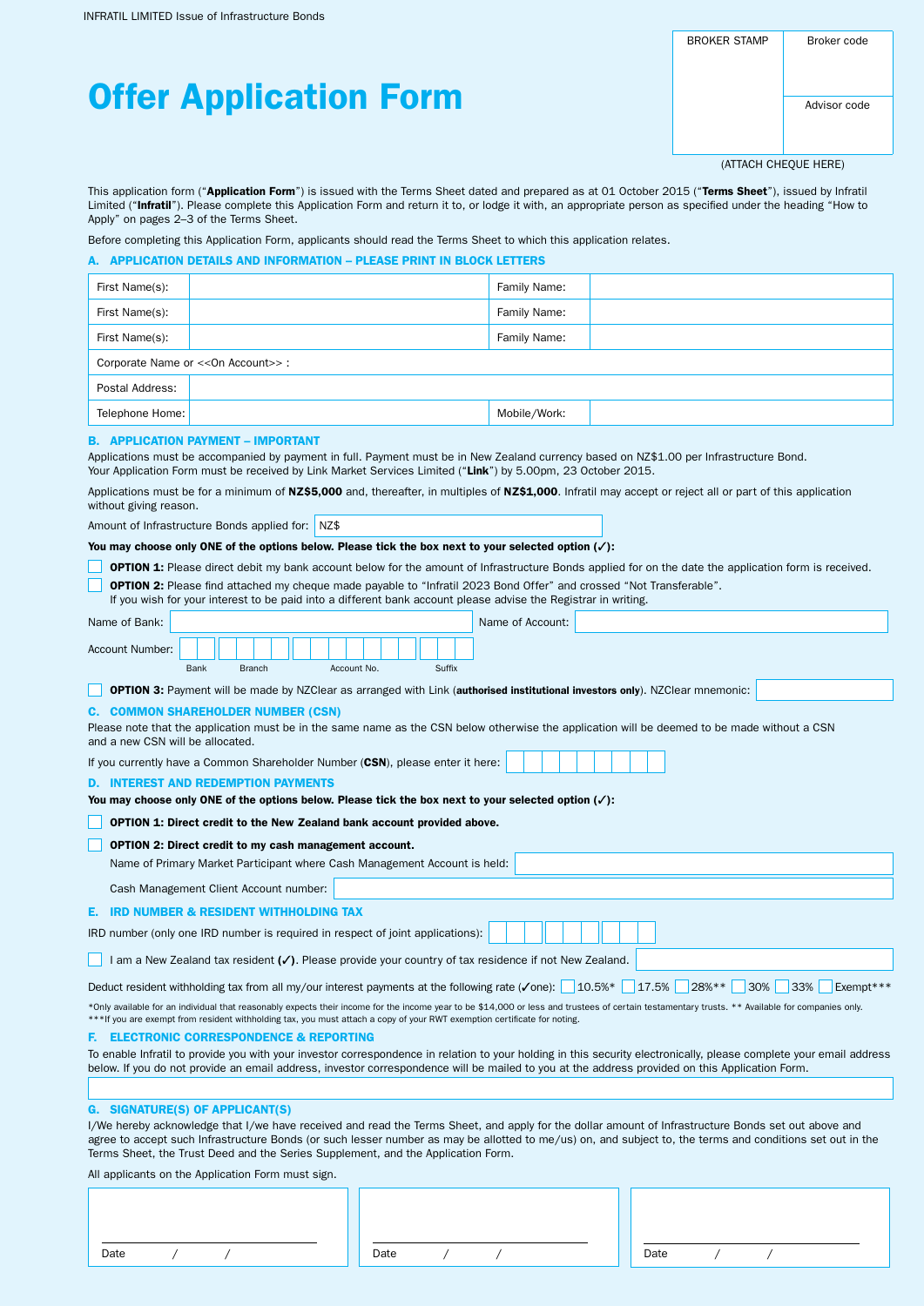INFRATIL LIMITED Issue of Infrastructure Bonds

| BROKER STAMP | Broker code |
| --- | --- |
| | Advisor code |

(ATTACH CHEQUE HERE)

# Offer Application Form

This application form ("**Application Form**") is issued with the Terms Sheet dated and prepared as at 01 October 2015 ("**Terms Sheet**"), issued by Infratil Limited ("**Infratil**"). Please complete this Application Form and return it to, or lodge it with, an appropriate person as specified under the heading "How to Apply" on pages 2–3 of the Terms Sheet.

Before completing this Application Form, applicants should read the Terms Sheet to which this application relates.

## A. APPLICATION DETAILS AND INFORMATION – PLEASE PRINT IN BLOCK LETTERS

| First Name(s): | | Family Name: | |
| --- | --- | --- | --- |
| First Name(s): | | Family Name: | |
| First Name(s): | | Family Name: | |
| Corporate Name or <<On Account>> : | | | |
| Postal Address: | | | |
| Telephone Home: | | Mobile/Work: | |

## B. APPLICATION PAYMENT – IMPORTANT

Applications must be accompanied by payment in full. Payment must be in New Zealand currency based on NZ$1.00 per Infrastructure Bond. Your Application Form must be received by Link Market Services Limited ("**Link**") by 5.00pm, 23 October 2015.

Applications must be for a minimum of **NZ$5,000** and, thereafter, in multiples of **NZ$1,000**. Infratil may accept or reject all or part of this application without giving reason.

Amount of Infrastructure Bonds applied for: NZ$

**You may choose only ONE of the options below. Please tick the box next to your selected option (✓):**

☐ **OPTION 1:** Please direct debit my bank account below for the amount of Infrastructure Bonds applied for on the date the application form is received.

☐ **OPTION 2:** Please find attached my cheque made payable to "Infratil 2023 Bond Offer" and crossed "Not Transferable".
If you wish for your interest to be paid into a different bank account please advise the Registrar in writing.

Name of Bank: ____________ Name of Account: ____________

Account Number: ☐☐ ☐☐☐☐ ☐☐☐☐☐☐☐ ☐☐☐
Bank / Branch / Account No. / Suffix

☐ **OPTION 3:** Payment will be made by NZClear as arranged with Link (**authorised institutional investors only**). NZClear mnemonic: ____________

## C. COMMON SHAREHOLDER NUMBER (CSN)

Please note that the application must be in the same name as the CSN below otherwise the application will be deemed to be made without a CSN and a new CSN will be allocated.

If you currently have a Common Shareholder Number (**CSN**), please enter it here: ☐☐☐☐☐☐☐☐☐

## D. INTEREST AND REDEMPTION PAYMENTS

**You may choose only ONE of the options below. Please tick the box next to your selected option (✓):**

☐ **OPTION 1: Direct credit to the New Zealand bank account provided above.**

☐ **OPTION 2: Direct credit to my cash management account.**

Name of Primary Market Participant where Cash Management Account is held: ____________

Cash Management Client Account number: ____________

## E. IRD NUMBER & RESIDENT WITHHOLDING TAX

IRD number (only one IRD number is required in respect of joint applications): ☐☐☐ ☐☐☐ ☐☐☐

☐ I am a New Zealand tax resident **(✓)**. Please provide your country of tax residence if not New Zealand. ____________

Deduct resident withholding tax from all my/our interest payments at the following rate (✓one): ☐ 10.5%* ☐ 17.5% ☐ 28%** ☐ 30% ☐ 33% ☐ Exempt***

*Only available for an individual that reasonably expects their income for the income year to be $14,000 or less and trustees of certain testamentary trusts. ** Available for companies only.
***If you are exempt from resident withholding tax, you must attach a copy of your RWT exemption certificate for noting.

## F. ELECTRONIC CORRESPONDENCE & REPORTING

To enable Infratil to provide you with your investor correspondence in relation to your holding in this security electronically, please complete your email address below. If you do not provide an email address, investor correspondence will be mailed to you at the address provided on this Application Form.

____________

## G. SIGNATURE(S) OF APPLICANT(S)

I/We hereby acknowledge that I/we have received and read the Terms Sheet, and apply for the dollar amount of Infrastructure Bonds set out above and agree to accept such Infrastructure Bonds (or such lesser number as may be allotted to me/us) on, and subject to, the terms and conditions set out in the Terms Sheet, the Trust Deed and the Series Supplement, and the Application Form.

All applicants on the Application Form must sign.

| | | |
| --- | --- | --- |
| Date / / | Date / / | Date / / |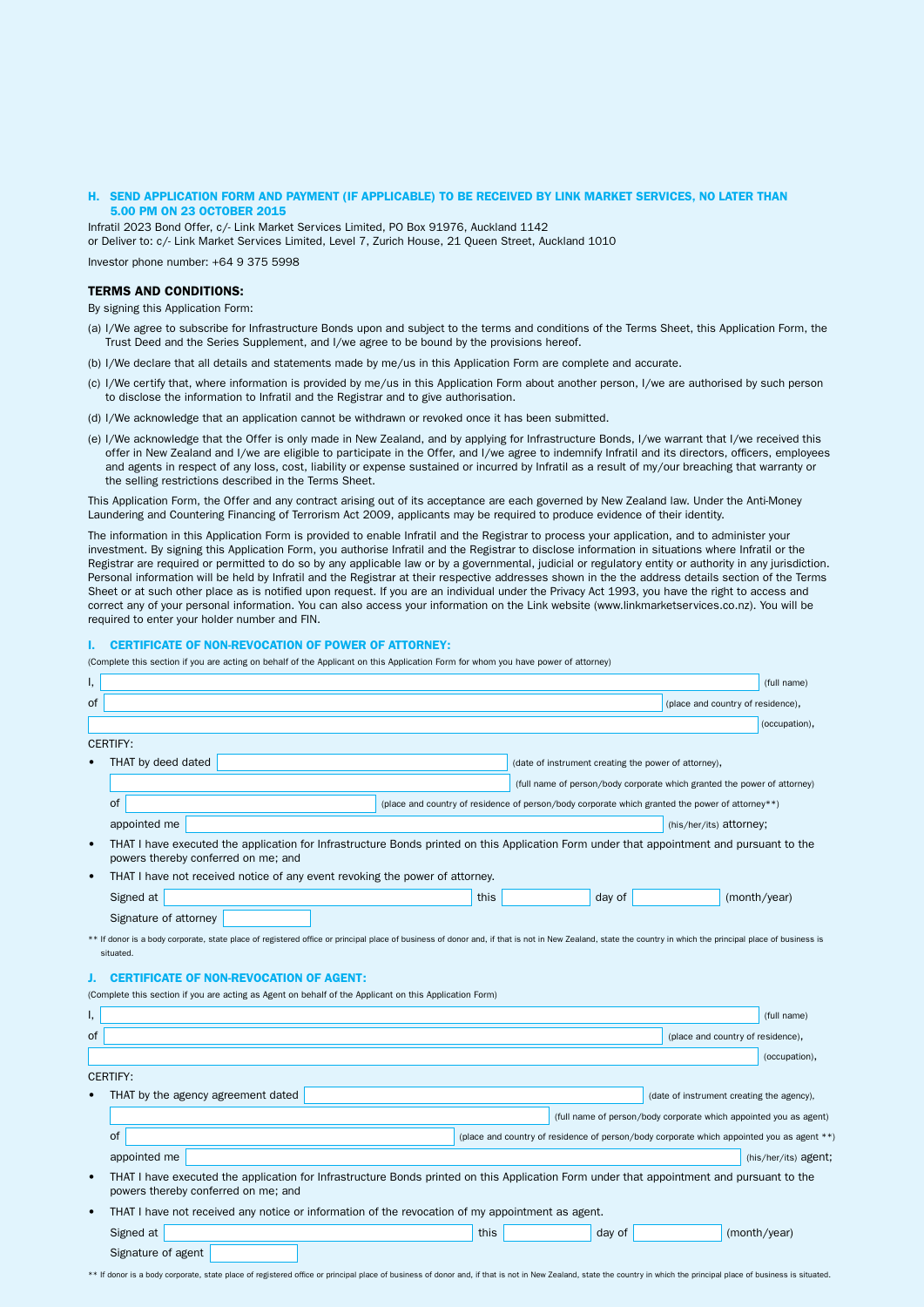## H. SEND APPLICATION FORM AND PAYMENT (IF APPLICABLE) TO BE RECEIVED BY LINK MARKET SERVICES, NO LATER THAN 5.00 PM ON 23 OCTOBER 2015

Infratil 2023 Bond Offer, c/- Link Market Services Limited, PO Box 91976, Auckland 1142
or Deliver to: c/- Link Market Services Limited, Level 7, Zurich House, 21 Queen Street, Auckland 1010

Investor phone number: +64 9 375 5998

### TERMS AND CONDITIONS:

By signing this Application Form:

(a) I/We agree to subscribe for Infrastructure Bonds upon and subject to the terms and conditions of the Terms Sheet, this Application Form, the Trust Deed and the Series Supplement, and I/we agree to be bound by the provisions hereof.

(b) I/We declare that all details and statements made by me/us in this Application Form are complete and accurate.

(c) I/We certify that, where information is provided by me/us in this Application Form about another person, I/we are authorised by such person to disclose the information to Infratil and the Registrar and to give authorisation.

(d) I/We acknowledge that an application cannot be withdrawn or revoked once it has been submitted.

(e) I/We acknowledge that the Offer is only made in New Zealand, and by applying for Infrastructure Bonds, I/we warrant that I/we received this offer in New Zealand and I/we are eligible to participate in the Offer, and I/we agree to indemnify Infratil and its directors, officers, employees and agents in respect of any loss, cost, liability or expense sustained or incurred by Infratil as a result of my/our breaching that warranty or the selling restrictions described in the Terms Sheet.

This Application Form, the Offer and any contract arising out of its acceptance are each governed by New Zealand law. Under the Anti-Money Laundering and Countering Financing of Terrorism Act 2009, applicants may be required to produce evidence of their identity.

The information in this Application Form is provided to enable Infratil and the Registrar to process your application, and to administer your investment. By signing this Application Form, you authorise Infratil and the Registrar to disclose information in situations where Infratil or the Registrar are required or permitted to do so by any applicable law or by a governmental, judicial or regulatory entity or authority in any jurisdiction. Personal information will be held by Infratil and the Registrar at their respective addresses shown in the the address details section of the Terms Sheet or at such other place as is notified upon request. If you are an individual under the Privacy Act 1993, you have the right to access and correct any of your personal information. You can also access your information on the Link website (www.linkmarketservices.co.nz). You will be required to enter your holder number and FIN.

## I. CERTIFICATE OF NON-REVOCATION OF POWER OF ATTORNEY:

(Complete this section if you are acting on behalf of the Applicant on this Application Form for whom you have power of attorney)

I, ______________________ (full name)

of ______________________ (place and country of residence),

______________________ (occupation),

CERTIFY:

- THAT by deed dated ______________________ (date of instrument creating the power of attorney),

  ______________________ (full name of person/body corporate which granted the power of attorney)

  of ______________________ (place and country of residence of person/body corporate which granted the power of attorney**)

  appointed me ______________________ (his/her/its) attorney;

- THAT I have executed the application for Infrastructure Bonds printed on this Application Form under that appointment and pursuant to the powers thereby conferred on me; and
- THAT I have not received notice of any event revoking the power of attorney.

  Signed at ______________________ this __________ day of __________ (month/year)

  Signature of attorney ______________________

** If donor is a body corporate, state place of registered office or principal place of business of donor and, if that is not in New Zealand, state the country in which the principal place of business is situated.

## J. CERTIFICATE OF NON-REVOCATION OF AGENT:

(Complete this section if you are acting as Agent on behalf of the Applicant on this Application Form)

I, ______________________ (full name)

of ______________________ (place and country of residence),

______________________ (occupation),

CERTIFY:

- THAT by the agency agreement dated ______________________ (date of instrument creating the agency),

  ______________________ (full name of person/body corporate which appointed you as agent)

  of ______________________ (place and country of residence of person/body corporate which appointed you as agent **)

  appointed me ______________________ (his/her/its) agent;

- THAT I have executed the application for Infrastructure Bonds printed on this Application Form under that appointment and pursuant to the powers thereby conferred on me; and
- THAT I have not received any notice or information of the revocation of my appointment as agent.

  Signed at ______________________ this __________ day of __________ (month/year)

  Signature of agent ______________________

** If donor is a body corporate, state place of registered office or principal place of business of donor and, if that is not in New Zealand, state the country in which the principal place of business is situated.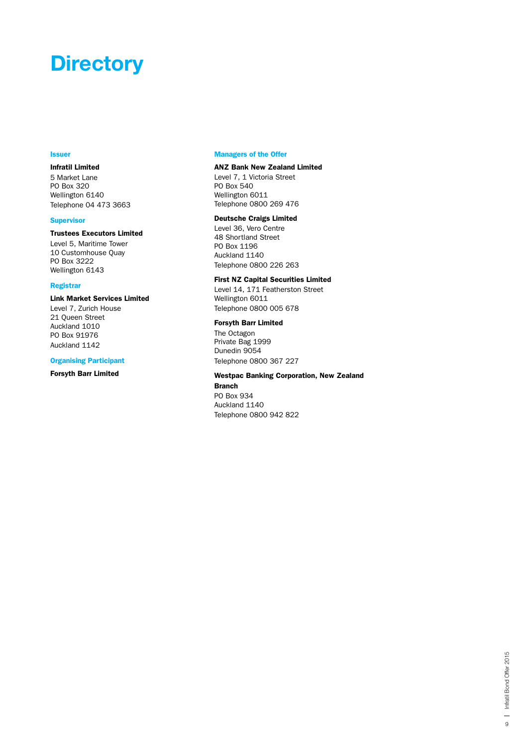# Directory

## Issuer

**Infratil Limited**
5 Market Lane
PO Box 320
Wellington 6140
Telephone 04 473 3663

## Supervisor

**Trustees Executors Limited**
Level 5, Maritime Tower
10 Customhouse Quay
PO Box 3222
Wellington 6143

## Registrar

**Link Market Services Limited**
Level 7, Zurich House
21 Queen Street
Auckland 1010
PO Box 91976
Auckland 1142

## Organising Participant

**Forsyth Barr Limited**

## Managers of the Offer

**ANZ Bank New Zealand Limited**
Level 7, 1 Victoria Street
PO Box 540
Wellington 6011
Telephone 0800 269 476

**Deutsche Craigs Limited**
Level 36, Vero Centre
48 Shortland Street
PO Box 1196
Auckland 1140
Telephone 0800 226 263

**First NZ Capital Securities Limited**
Level 14, 171 Featherston Street
Wellington 6011
Telephone 0800 005 678

**Forsyth Barr Limited**
The Octagon
Private Bag 1999
Dunedin 9054
Telephone 0800 367 227

**Westpac Banking Corporation, New Zealand Branch**
PO Box 934
Auckland 1140
Telephone 0800 942 822